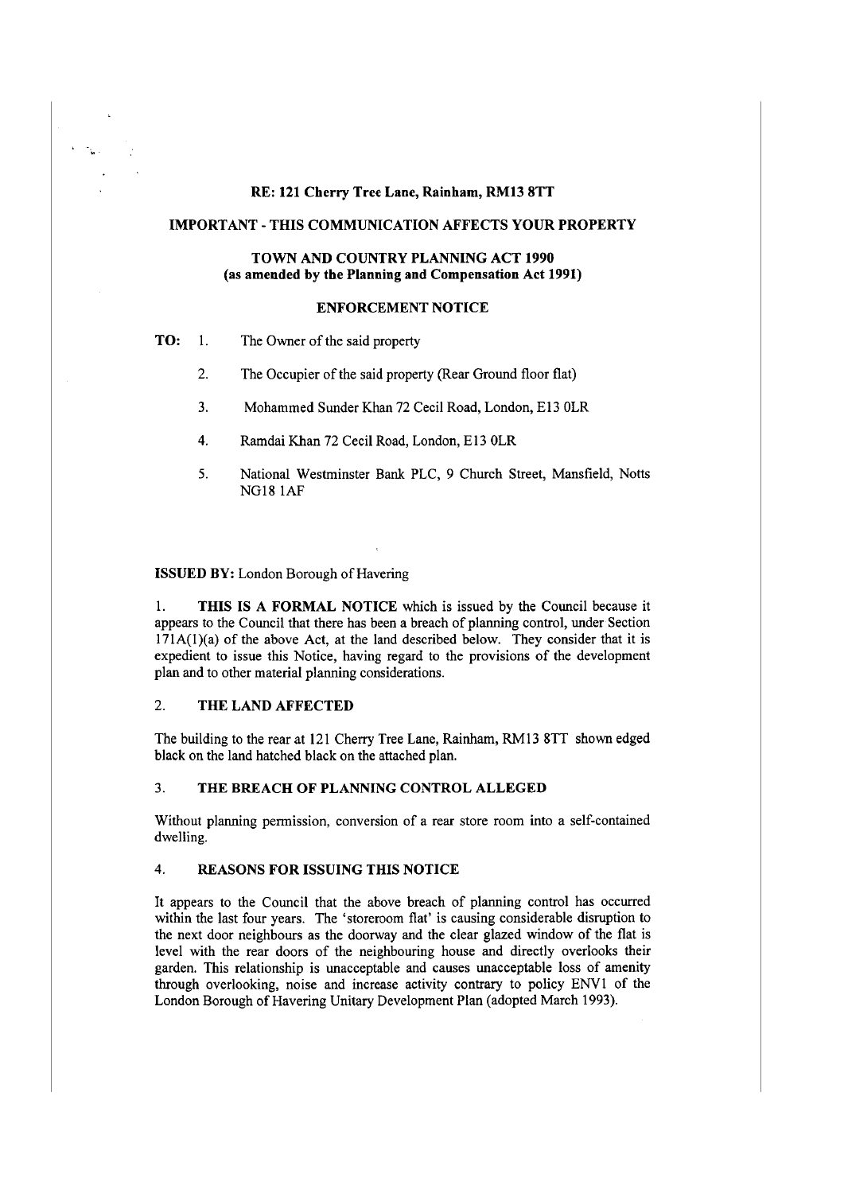**RE: 121 Cherry Tree Lane, Rainham, RM13 8TT**

**IMPORTANT - THIS COMMUNICATION AFFECTS YOUR PROPERTY**

**TOWN AND COUNTRY PLANNING ACT 1990**
**(as amended by the Planning and Compensation Act 1991)**

**ENFORCEMENT NOTICE**

**TO:**

1. The Owner of the said property
2. The Occupier of the said property (Rear Ground floor flat)
3. Mohammed Sunder Khan 72 Cecil Road, London, E13 0LR
4. Ramdai Khan 72 Cecil Road, London, E13 0LR
5. National Westminster Bank PLC, 9 Church Street, Mansfield, Notts NG18 1AF

**ISSUED BY:** London Borough of Havering

1. **THIS IS A FORMAL NOTICE** which is issued by the Council because it appears to the Council that there has been a breach of planning control, under Section 171A(1)(a) of the above Act, at the land described below. They consider that it is expedient to issue this Notice, having regard to the provisions of the development plan and to other material planning considerations.

## 2. THE LAND AFFECTED

The building to the rear at 121 Cherry Tree Lane, Rainham, RM13 8TT shown edged black on the land hatched black on the attached plan.

## 3. THE BREACH OF PLANNING CONTROL ALLEGED

Without planning permission, conversion of a rear store room into a self-contained dwelling.

## 4. REASONS FOR ISSUING THIS NOTICE

It appears to the Council that the above breach of planning control has occurred within the last four years. The 'storeroom flat' is causing considerable disruption to the next door neighbours as the doorway and the clear glazed window of the flat is level with the rear doors of the neighbouring house and directly overlooks their garden. This relationship is unacceptable and causes unacceptable loss of amenity through overlooking, noise and increase activity contrary to policy ENV1 of the London Borough of Havering Unitary Development Plan (adopted March 1993).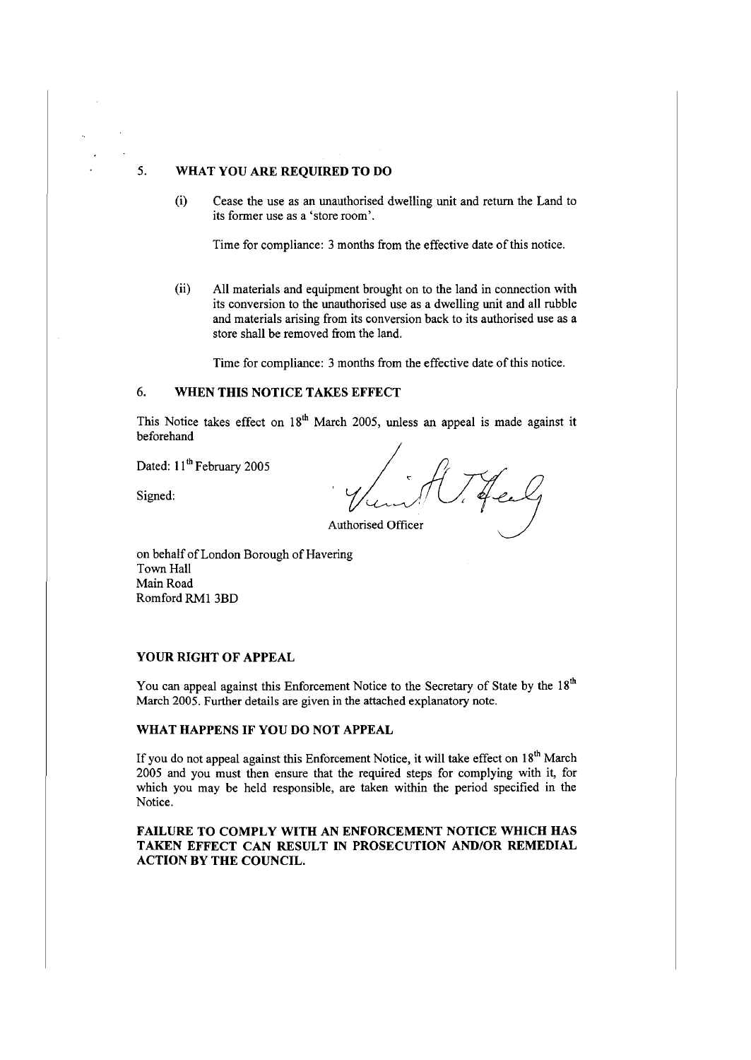## 5. WHAT YOU ARE REQUIRED TO DO

(i) Cease the use as an unauthorised dwelling unit and return the Land to its former use as a 'store room'.

Time for compliance: 3 months from the effective date of this notice.

(ii) All materials and equipment brought on to the land in connection with its conversion to the unauthorised use as a dwelling unit and all rubble and materials arising from its conversion back to its authorised use as a store shall be removed from the land.

Time for compliance: 3 months from the effective date of this notice.

## 6. WHEN THIS NOTICE TAKES EFFECT

This Notice takes effect on 18th March 2005, unless an appeal is made against it beforehand

Dated: 11th February 2005

Signed:

Authorised Officer

on behalf of London Borough of Havering
Town Hall
Main Road
Romford RM1 3BD

## YOUR RIGHT OF APPEAL

You can appeal against this Enforcement Notice to the Secretary of State by the 18th March 2005. Further details are given in the attached explanatory note.

## WHAT HAPPENS IF YOU DO NOT APPEAL

If you do not appeal against this Enforcement Notice, it will take effect on 18th March 2005 and you must then ensure that the required steps for complying with it, for which you may be held responsible, are taken within the period specified in the Notice.

**FAILURE TO COMPLY WITH AN ENFORCEMENT NOTICE WHICH HAS TAKEN EFFECT CAN RESULT IN PROSECUTION AND/OR REMEDIAL ACTION BY THE COUNCIL.**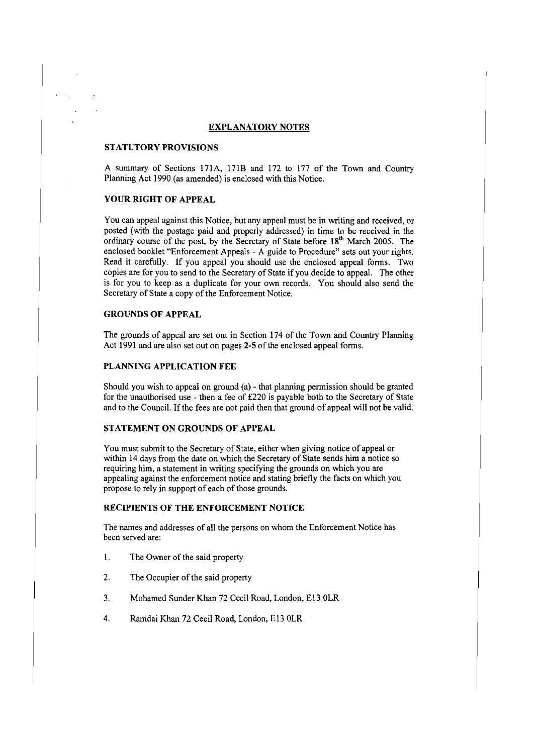## EXPLANATORY NOTES

### STATUTORY PROVISIONS

A summary of Sections 171A, 171B and 172 to 177 of the Town and Country Planning Act 1990 (as amended) is enclosed with this Notice.

### YOUR RIGHT OF APPEAL

You can appeal against this Notice, but any appeal must be in writing and received, or posted (with the postage paid and properly addressed) in time to be received in the ordinary course of the post, by the Secretary of State before **18th March 2005**. The enclosed booklet "Enforcement Appeals - A guide to Procedure" sets out your rights. Read it carefully. If you appeal you should use the enclosed appeal forms. Two copies are for you to send to the Secretary of State if you decide to appeal. The other is for you to keep as a duplicate for your own records. You should also send the Secretary of State a copy of the Enforcement Notice.

### GROUNDS OF APPEAL

The grounds of appeal are set out in Section 174 of the Town and Country Planning Act 1991 and are also set out on pages **2-5** of the enclosed appeal forms.

### PLANNING APPLICATION FEE

Should you wish to appeal on ground (a) - that planning permission should be granted for the unauthorised use - then a fee of £220 is payable both to the Secretary of State and to the Council. If the fees are not paid then that ground of appeal will not be valid.

### STATEMENT ON GROUNDS OF APPEAL

You must submit to the Secretary of State, either when giving notice of appeal or within 14 days from the date on which the Secretary of State sends him a notice so requiring him, a statement in writing specifying the grounds on which you are appealing against the enforcement notice and stating briefly the facts on which you propose to rely in support of each of those grounds.

### RECIPIENTS OF THE ENFORCEMENT NOTICE

The names and addresses of all the persons on whom the Enforcement Notice has been served are:

1. The Owner of the said property
2. The Occupier of the said property
3. Mohamed Sunder Khan 72 Cecil Road, London, E13 0LR
4. Ramdai Khan 72 Cecil Road, London, E13 0LR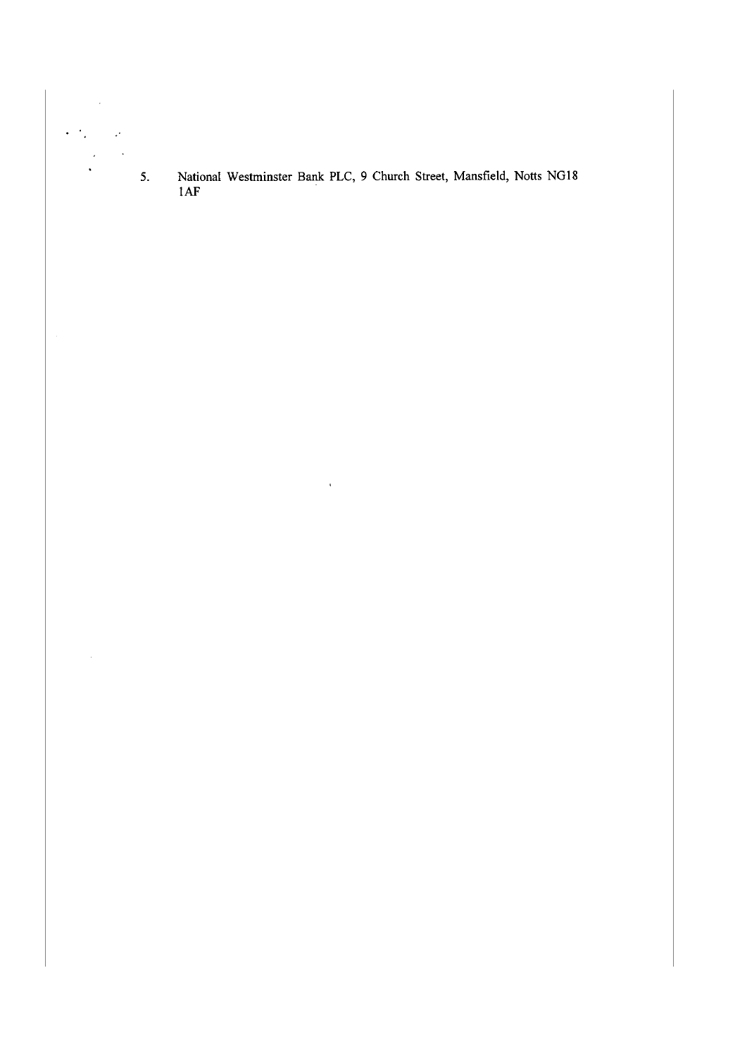5. National Westminster Bank PLC, 9 Church Street, Mansfield, Notts NG18 1AF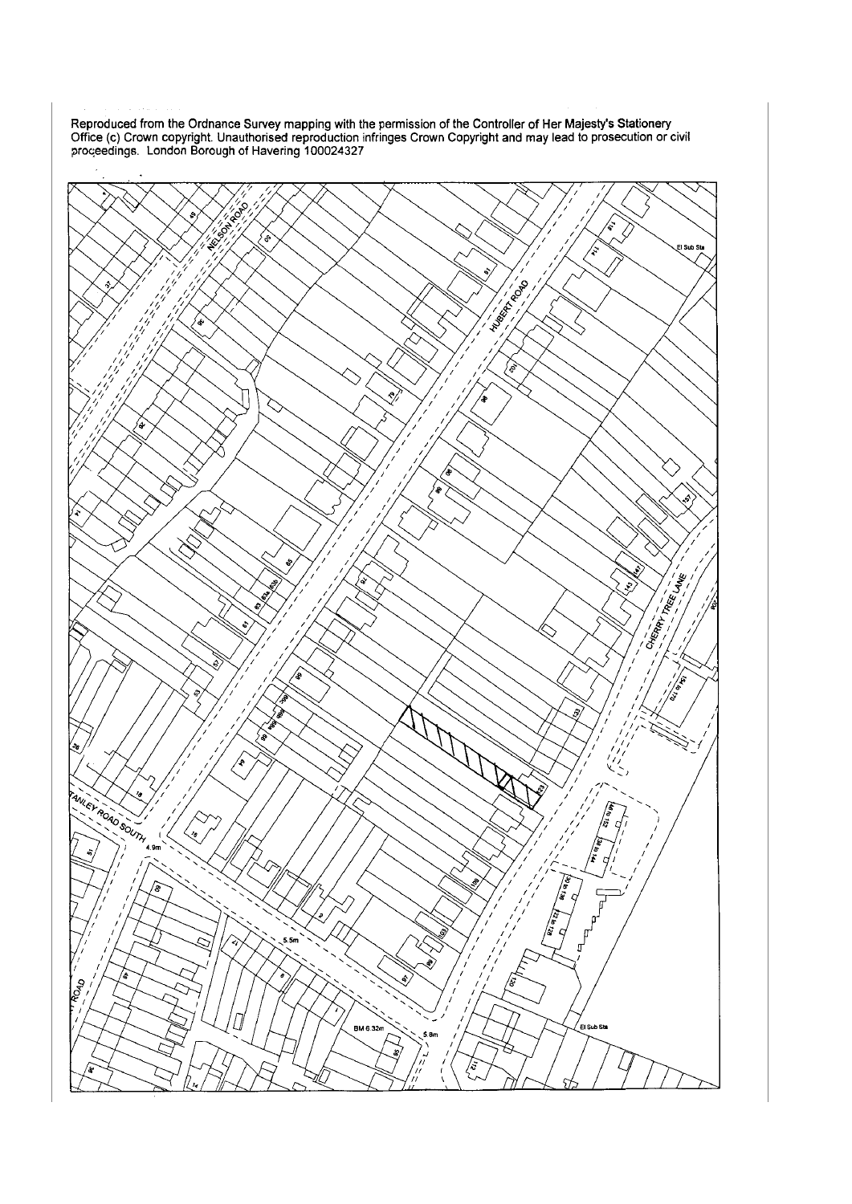Reproduced from the Ordnance Survey mapping with the permission of the Controller of Her Majesty's Stationery Office (c) Crown copyright. Unauthorised reproduction infringes Crown Copyright and may lead to prosecution or civil proceedings. London Borough of Havering 100024327

NELSON ROAD

HUBERT ROAD

CHERRY TREE LANE

STANLEY ROAD SOUTH

El Sub Sta

4.9m

5.5m

BM 6.32m

5.8m

El Sub Sta